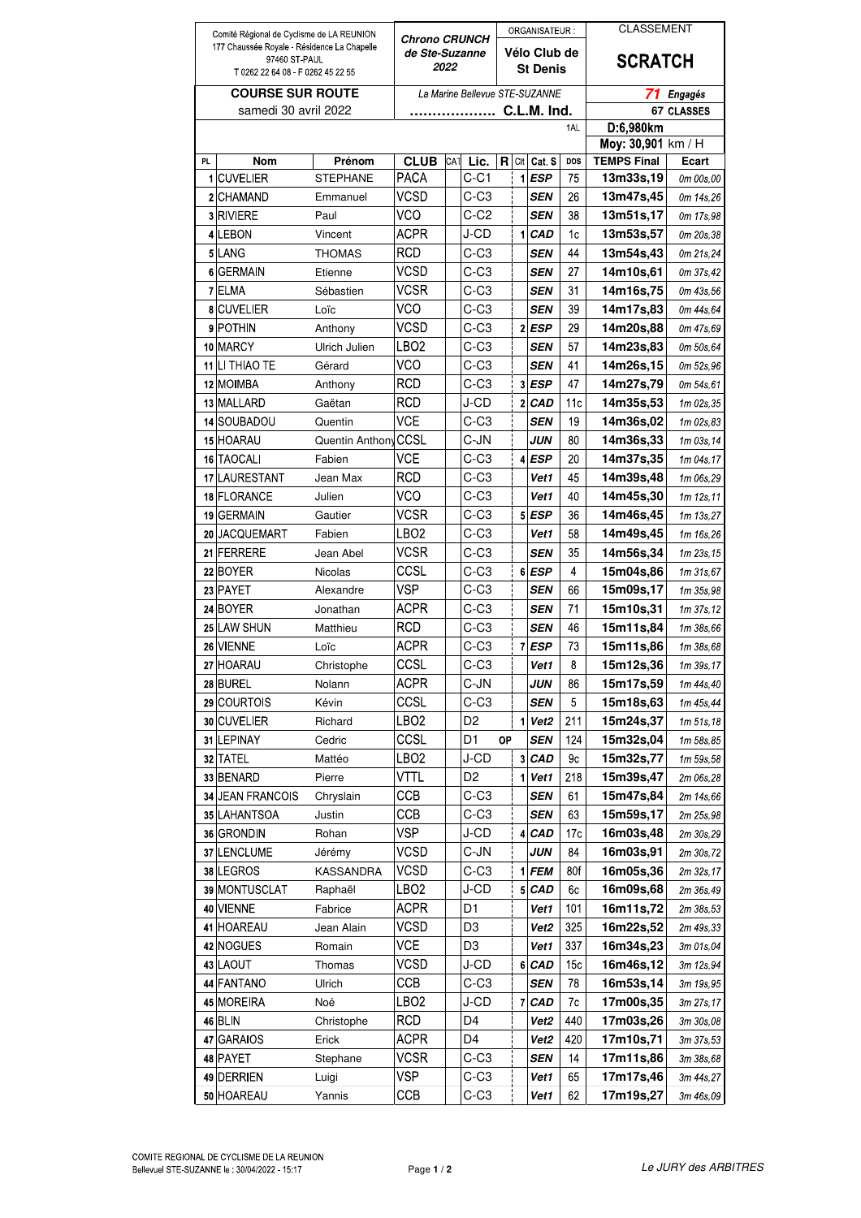Comité Régional de Cyclisme de LA REUNION
177 Chaussée Royale - Résidence La Chapelle
97460 ST-PAUL
T 0262 22 64 08 - F 0262 45 22 55

**Chrono CRUNCH de Ste-Suzanne 2022**

ORGANISATEUR : **Vélo Club de St Denis**

CLASSEMENT **SCRATCH**

**COURSE SUR ROUTE**
samedi 30 avril 2022

*La Marine Bellevue STE-SUZANNE*

**C.L.M. Ind.**

***71*** *Engagés* **67 CLASSES**

1AL **D:6,980km**

**Moy: 30,901** km / H

| PL | Nom | Prénom | CLUB | CAT | Lic. | R | Clt | Cat. S | DOS | TEMPS Final | Ecart |
|---|---|---|---|---|---|---|---|---|---|---|---|
| 1 | CUVELIER | STEPHANE | PACA | | C-C1 | | 1 | ESP | 75 | 13m33s,19 | 0m 00s,00 |
| 2 | CHAMAND | Emmanuel | VCSD | | C-C3 | | | SEN | 26 | 13m47s,45 | 0m 14s,26 |
| 3 | RIVIERE | Paul | VCO | | C-C2 | | | SEN | 38 | 13m51s,17 | 0m 17s,98 |
| 4 | LEBON | Vincent | ACPR | | J-CD | | 1 | CAD | 1c | 13m53s,57 | 0m 20s,38 |
| 5 | LANG | THOMAS | RCD | | C-C3 | | | SEN | 44 | 13m54s,43 | 0m 21s,24 |
| 6 | GERMAIN | Etienne | VCSD | | C-C3 | | | SEN | 27 | 14m10s,61 | 0m 37s,42 |
| 7 | ELMA | Sébastien | VCSR | | C-C3 | | | SEN | 31 | 14m16s,75 | 0m 43s,56 |
| 8 | CUVELIER | Loïc | VCO | | C-C3 | | | SEN | 39 | 14m17s,83 | 0m 44s,64 |
| 9 | POTHIN | Anthony | VCSD | | C-C3 | | 2 | ESP | 29 | 14m20s,88 | 0m 47s,69 |
| 10 | MARCY | Ulrich Julien | LBO2 | | C-C3 | | | SEN | 57 | 14m23s,83 | 0m 50s,64 |
| 11 | LI THIAO TE | Gérard | VCO | | C-C3 | | | SEN | 41 | 14m26s,15 | 0m 52s,96 |
| 12 | MOIMBA | Anthony | RCD | | C-C3 | | 3 | ESP | 47 | 14m27s,79 | 0m 54s,61 |
| 13 | MALLARD | Gaëtan | RCD | | J-CD | | 2 | CAD | 11c | 14m35s,53 | 1m 02s,35 |
| 14 | SOUBADOU | Quentin | VCE | | C-C3 | | | SEN | 19 | 14m36s,02 | 1m 02s,83 |
| 15 | HOARAU | Quentin Anthony | CCSL | | C-JN | | | JUN | 80 | 14m36s,33 | 1m 03s,14 |
| 16 | TAOCALI | Fabien | VCE | | C-C3 | | 4 | ESP | 20 | 14m37s,35 | 1m 04s,17 |
| 17 | LAURESTANT | Jean Max | RCD | | C-C3 | | | Vet1 | 45 | 14m39s,48 | 1m 06s,29 |
| 18 | FLORANCE | Julien | VCO | | C-C3 | | | Vet1 | 40 | 14m45s,30 | 1m 12s,11 |
| 19 | GERMAIN | Gautier | VCSR | | C-C3 | | 5 | ESP | 36 | 14m46s,45 | 1m 13s,27 |
| 20 | JACQUEMART | Fabien | LBO2 | | C-C3 | | | Vet1 | 58 | 14m49s,45 | 1m 16s,26 |
| 21 | FERRERE | Jean Abel | VCSR | | C-C3 | | | SEN | 35 | 14m56s,34 | 1m 23s,15 |
| 22 | BOYER | Nicolas | CCSL | | C-C3 | | 6 | ESP | 4 | 15m04s,86 | 1m 31s,67 |
| 23 | PAYET | Alexandre | VSP | | C-C3 | | | SEN | 66 | 15m09s,17 | 1m 35s,98 |
| 24 | BOYER | Jonathan | ACPR | | C-C3 | | | SEN | 71 | 15m10s,31 | 1m 37s,12 |
| 25 | LAW SHUN | Matthieu | RCD | | C-C3 | | | SEN | 46 | 15m11s,84 | 1m 38s,66 |
| 26 | VIENNE | Loïc | ACPR | | C-C3 | | 7 | ESP | 73 | 15m11s,86 | 1m 38s,68 |
| 27 | HOARAU | Christophe | CCSL | | C-C3 | | | Vet1 | 8 | 15m12s,36 | 1m 39s,17 |
| 28 | BUREL | Nolann | ACPR | | C-JN | | | JUN | 86 | 15m17s,59 | 1m 44s,40 |
| 29 | COURTOIS | Kévin | CCSL | | C-C3 | | | SEN | 5 | 15m18s,63 | 1m 45s,44 |
| 30 | CUVELIER | Richard | LBO2 | | D2 | | 1 | Vet2 | 211 | 15m24s,37 | 1m 51s,18 |
| 31 | LEPINAY | Cedric | CCSL | | D1 | OP | | SEN | 124 | 15m32s,04 | 1m 58s,85 |
| 32 | TATEL | Mattéo | LBO2 | | J-CD | | 3 | CAD | 9c | 15m32s,77 | 1m 59s,58 |
| 33 | BENARD | Pierre | VTTL | | D2 | | 1 | Vet1 | 218 | 15m39s,47 | 2m 06s,28 |
| 34 | JEAN FRANCOIS | Chryslain | CCB | | C-C3 | | | SEN | 61 | 15m47s,84 | 2m 14s,66 |
| 35 | LAHANTSOA | Justin | CCB | | C-C3 | | | SEN | 63 | 15m59s,17 | 2m 25s,98 |
| 36 | GRONDIN | Rohan | VSP | | J-CD | | 4 | CAD | 17c | 16m03s,48 | 2m 30s,29 |
| 37 | LENCLUME | Jérémy | VCSD | | C-JN | | | JUN | 84 | 16m03s,91 | 2m 30s,72 |
| 38 | LEGROS | KASSANDRA | VCSD | | C-C3 | | 1 | FEM | 80f | 16m05s,36 | 2m 32s,17 |
| 39 | MONTUSCLAT | Raphaël | LBO2 | | J-CD | | 5 | CAD | 6c | 16m09s,68 | 2m 36s,49 |
| 40 | VIENNE | Fabrice | ACPR | | D1 | | | Vet1 | 101 | 16m11s,72 | 2m 38s,53 |
| 41 | HOAREAU | Jean Alain | VCSD | | D3 | | | Vet2 | 325 | 16m22s,52 | 2m 49s,33 |
| 42 | NOGUES | Romain | VCE | | D3 | | | Vet1 | 337 | 16m34s,23 | 3m 01s,04 |
| 43 | LAOUT | Thomas | VCSD | | J-CD | | 6 | CAD | 15c | 16m46s,12 | 3m 12s,94 |
| 44 | FANTANO | Ulrich | CCB | | C-C3 | | | SEN | 78 | 16m53s,14 | 3m 19s,95 |
| 45 | MOREIRA | Noé | LBO2 | | J-CD | | 7 | CAD | 7c | 17m00s,35 | 3m 27s,17 |
| 46 | BLIN | Christophe | RCD | | D4 | | | Vet2 | 440 | 17m03s,26 | 3m 30s,08 |
| 47 | GARAIOS | Erick | ACPR | | D4 | | | Vet2 | 420 | 17m10s,71 | 3m 37s,53 |
| 48 | PAYET | Stephane | VCSR | | C-C3 | | | SEN | 14 | 17m11s,86 | 3m 38s,68 |
| 49 | DERRIEN | Luigi | VSP | | C-C3 | | | Vet1 | 65 | 17m17s,46 | 3m 44s,27 |
| 50 | HOAREAU | Yannis | CCB | | C-C3 | | | Vet1 | 62 | 17m19s,27 | 3m 46s,09 |

COMITE REGIONAL DE CYCLISME DE LA REUNION
Bellevuel STE-SUZANNE le : 30/04/2022 - 15:17

*Le JURY des ARBITRES*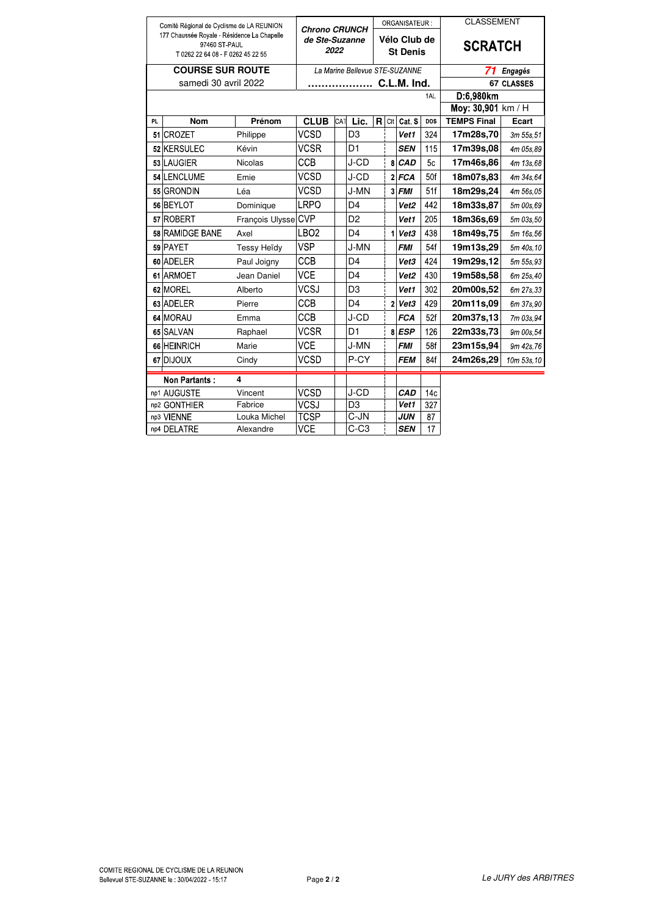| Comité Régional de Cyclisme de LA REUNION<br>177 Chaussée Royale - Résidence La Chapelle<br>97460 ST-PAUL<br>T 0262 22 64 08 - F 0262 45 22 55 | *Chrono CRUNCH de Ste-Suzanne 2022* | ORGANISATEUR :<br>**Vélo Club de St Denis** | CLASSEMENT<br>**SCRATCH** |
|---|---|---|---|
| **COURSE SUR ROUTE**<br>samedi 30 avril 2022 | *La Marine Bellevue STE-SUZANNE*<br>.................. **C.L.M. Ind.** | | *71 Engagés*<br>**67 CLASSES** |
| | | 1AL | **D:6,980km**<br>**Moy: 30,901** km / H |

| PL | Nom | Prénom | CLUB | CAT | Lic. | R | Clt | Cat. S | DOS | TEMPS Final | Ecart |
|---|---|---|---|---|---|---|---|---|---|---|---|
| 51 | CROZET | Philippe | VCSD | | D3 | | | *Vet1* | 324 | **17m28s,70** | *3m 55s,51* |
| 52 | KERSULEC | Kévin | VCSR | | D1 | | | *SEN* | 115 | **17m39s,08** | *4m 05s,89* |
| 53 | LAUGIER | Nicolas | CCB | | J-CD | | 8 | *CAD* | 5c | **17m46s,86** | *4m 13s,68* |
| 54 | LENCLUME | Emie | VCSD | | J-CD | | 2 | *FCA* | 50f | **18m07s,83** | *4m 34s,64* |
| 55 | GRONDIN | Léa | VCSD | | J-MN | | 3 | *FMI* | 51f | **18m29s,24** | *4m 56s,05* |
| 56 | BEYLOT | Dominique | LRPO | | D4 | | | *Vet2* | 442 | **18m33s,87** | *5m 00s,69* |
| 57 | ROBERT | François Ulysse | CVP | | D2 | | | *Vet1* | 205 | **18m36s,69** | *5m 03s,50* |
| 58 | RAMIDGE BANE | Axel | LBO2 | | D4 | | 1 | *Vet3* | 438 | **18m49s,75** | *5m 16s,56* |
| 59 | PAYET | Tessy Heïdy | VSP | | J-MN | | | *FMI* | 54f | **19m13s,29** | *5m 40s,10* |
| 60 | ADELER | Paul Joigny | CCB | | D4 | | | *Vet3* | 424 | **19m29s,12** | *5m 55s,93* |
| 61 | ARMOET | Jean Daniel | VCE | | D4 | | | *Vet2* | 430 | **19m58s,58** | *6m 25s,40* |
| 62 | MOREL | Alberto | VCSJ | | D3 | | | *Vet1* | 302 | **20m00s,52** | *6m 27s,33* |
| 63 | ADELER | Pierre | CCB | | D4 | | 2 | *Vet3* | 429 | **20m11s,09** | *6m 37s,90* |
| 64 | MORAU | Emma | CCB | | J-CD | | | *FCA* | 52f | **20m37s,13** | *7m 03s,94* |
| 65 | SALVAN | Raphael | VCSR | | D1 | | 8 | *ESP* | 126 | **22m33s,73** | *9m 00s,54* |
| 66 | HEINRICH | Marie | VCE | | J-MN | | | *FMI* | 58f | **23m15s,94** | *9m 42s,76* |
| 67 | DIJOUX | Cindy | VCSD | | P-CY | | | *FEM* | 84f | **24m26s,29** | *10m 53s,10* |
| | **Non Partants :** | **4** | | | | | | | | | |
| np1 | AUGUSTE | Vincent | VCSD | | J-CD | | | *CAD* | 14c | | |
| np2 | GONTHIER | Fabrice | VCSJ | | D3 | | | *Vet1* | 327 | | |
| np3 | VIENNE | Louka Michel | TCSP | | C-JN | | | *JUN* | 87 | | |
| np4 | DELATRE | Alexandre | VCE | | C-C3 | | | *SEN* | 17 | | |

COMITE REGIONAL DE CYCLISME DE LA REUNION
Bellevuel STE-SUZANNE le : 30/04/2022 - 15:17

*Le JURY des ARBITRES*